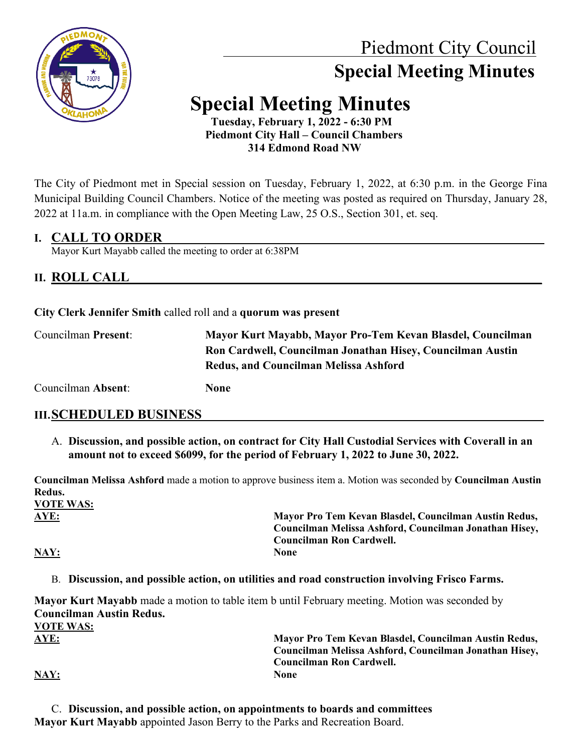# Piedmont City Council

## Special Meeting Minutes

# Special Meeting Minutes

**Tuesday, February 1, 2022 - 6:30 PM**
**Piedmont City Hall – Council Chambers**
**314 Edmond Road NW**

The City of Piedmont met in Special session on Tuesday, February 1, 2022, at 6:30 p.m. in the George Fina Municipal Building Council Chambers. Notice of the meeting was posted as required on Thursday, January 28, 2022 at 11a.m. in compliance with the Open Meeting Law, 25 O.S., Section 301, et. seq.

## I. CALL TO ORDER

Mayor Kurt Mayabb called the meeting to order at 6:38PM

## II. ROLL CALL

**City Clerk Jennifer Smith** called roll and a **quorum was present**

Councilman **Present**: **Mayor Kurt Mayabb, Mayor Pro-Tem Kevan Blasdel, Councilman Ron Cardwell, Councilman Jonathan Hisey, Councilman Austin Redus, and Councilman Melissa Ashford**

Councilman **Absent**: **None**

## III. SCHEDULED BUSINESS

A. **Discussion, and possible action, on contract for City Hall Custodial Services with Coverall in an amount not to exceed $6099, for the period of February 1, 2022 to June 30, 2022.**

**Councilman Melissa Ashford** made a motion to approve business item a. Motion was seconded by **Councilman Austin Redus.**

**VOTE WAS:**

**AYE:** **Mayor Pro Tem Kevan Blasdel, Councilman Austin Redus, Councilman Melissa Ashford, Councilman Jonathan Hisey, Councilman Ron Cardwell.**

**NAY:** **None**

B. **Discussion, and possible action, on utilities and road construction involving Frisco Farms.**

**Mayor Kurt Mayabb** made a motion to table item b until February meeting. Motion was seconded by **Councilman Austin Redus.**

**VOTE WAS:**

**AYE:** **Mayor Pro Tem Kevan Blasdel, Councilman Austin Redus, Councilman Melissa Ashford, Councilman Jonathan Hisey, Councilman Ron Cardwell.**

**NAY:** **None**

C. **Discussion, and possible action, on appointments to boards and committees**

**Mayor Kurt Mayabb** appointed Jason Berry to the Parks and Recreation Board.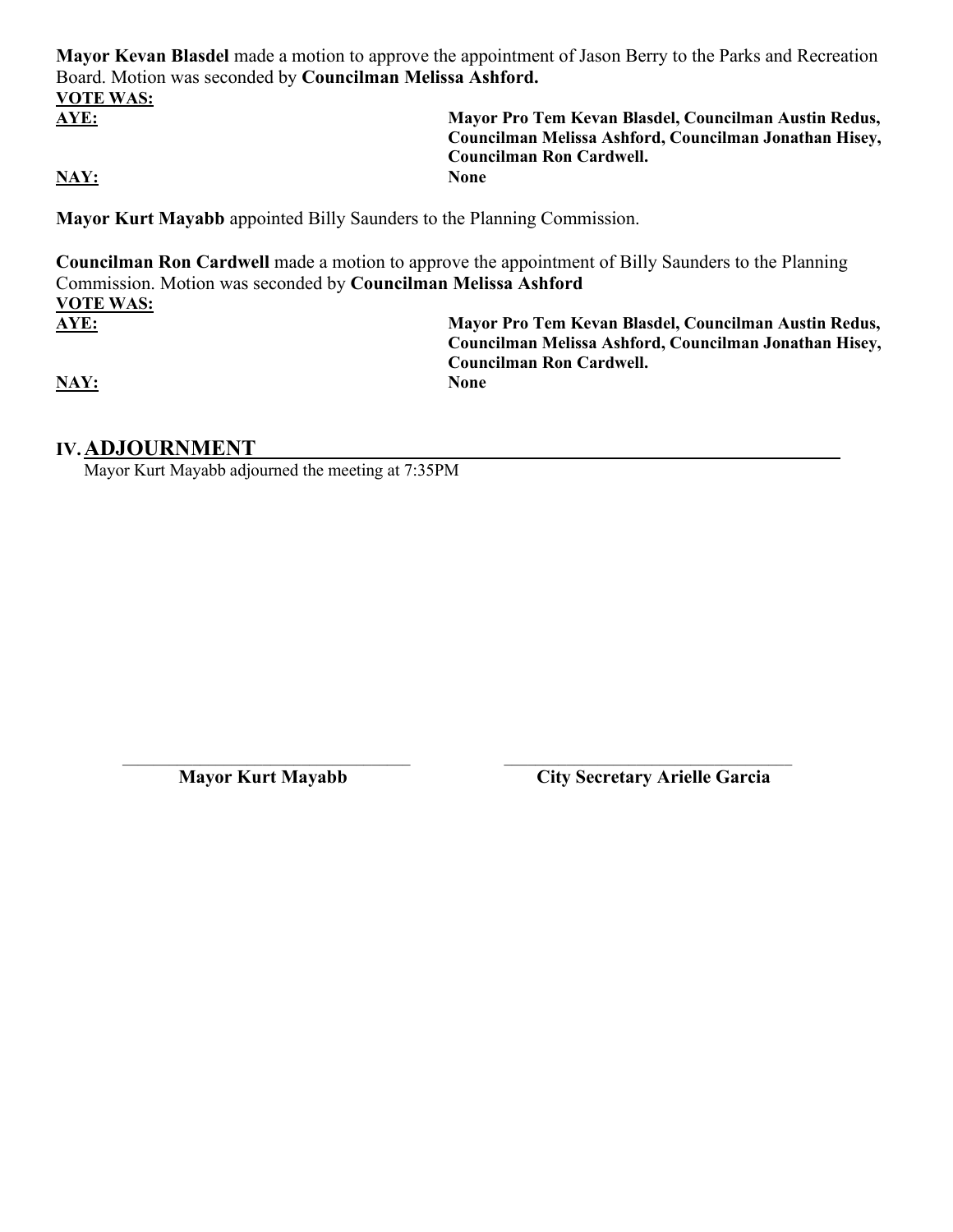**Mayor Kevan Blasdel** made a motion to approve the appointment of Jason Berry to the Parks and Recreation Board. Motion was seconded by **Councilman Melissa Ashford.**

**VOTE WAS:**

**AYE:** **Mayor Pro Tem Kevan Blasdel, Councilman Austin Redus, Councilman Melissa Ashford, Councilman Jonathan Hisey, Councilman Ron Cardwell.**

**NAY:** **None**

**Mayor Kurt Mayabb** appointed Billy Saunders to the Planning Commission.

**Councilman Ron Cardwell** made a motion to approve the appointment of Billy Saunders to the Planning Commission. Motion was seconded by **Councilman Melissa Ashford**

**VOTE WAS:**

**AYE:** **Mayor Pro Tem Kevan Blasdel, Councilman Austin Redus, Councilman Melissa Ashford, Councilman Jonathan Hisey, Councilman Ron Cardwell.**

**NAY:** **None**

## IV. ADJOURNMENT

Mayor Kurt Mayabb adjourned the meeting at 7:35PM

\_\_\_\_\_\_\_\_\_\_\_\_\_\_\_\_\_\_\_\_\_\_\_\_\_\_\_\_\_\_\_\_
**Mayor Kurt Mayabb**

\_\_\_\_\_\_\_\_\_\_\_\_\_\_\_\_\_\_\_\_\_\_\_\_\_\_\_\_\_\_\_\_
**City Secretary Arielle Garcia**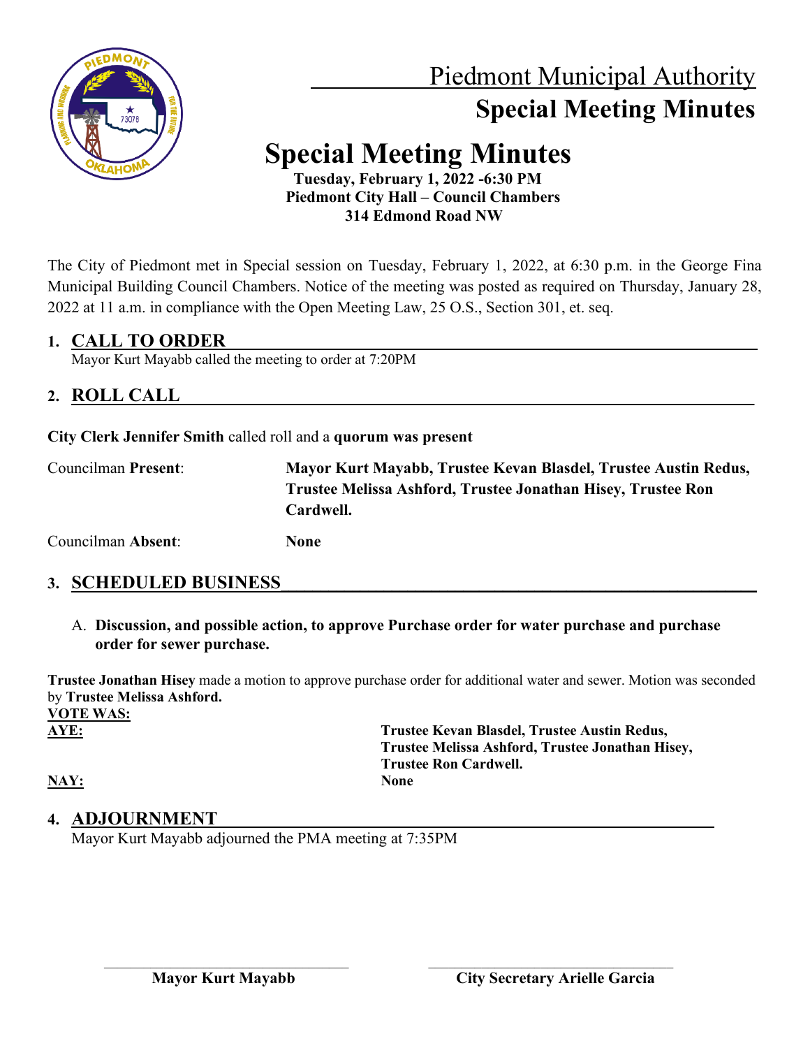# Piedmont Municipal Authority

## Special Meeting Minutes

# Special Meeting Minutes

**Tuesday, February 1, 2022 -6:30 PM**
**Piedmont City Hall – Council Chambers**
**314 Edmond Road NW**

The City of Piedmont met in Special session on Tuesday, February 1, 2022, at 6:30 p.m. in the George Fina Municipal Building Council Chambers. Notice of the meeting was posted as required on Thursday, January 28, 2022 at 11 a.m. in compliance with the Open Meeting Law, 25 O.S., Section 301, et. seq.

## 1. CALL TO ORDER

Mayor Kurt Mayabb called the meeting to order at 7:20PM

## 2. ROLL CALL

**City Clerk Jennifer Smith** called roll and a **quorum was present**

Councilman **Present**: **Mayor Kurt Mayabb, Trustee Kevan Blasdel, Trustee Austin Redus, Trustee Melissa Ashford, Trustee Jonathan Hisey, Trustee Ron Cardwell.**

Councilman **Absent**: **None**

## 3. SCHEDULED BUSINESS

A. **Discussion, and possible action, to approve Purchase order for water purchase and purchase order for sewer purchase.**

**Trustee Jonathan Hisey** made a motion to approve purchase order for additional water and sewer. Motion was seconded by **Trustee Melissa Ashford.**

**VOTE WAS:**

**AYE:** **Trustee Kevan Blasdel, Trustee Austin Redus, Trustee Melissa Ashford, Trustee Jonathan Hisey, Trustee Ron Cardwell.**

**NAY:** **None**

## 4. ADJOURNMENT

Mayor Kurt Mayabb adjourned the PMA meeting at 7:35PM

______________________________ ______________________________

**Mayor Kurt Mayabb** **City Secretary Arielle Garcia**